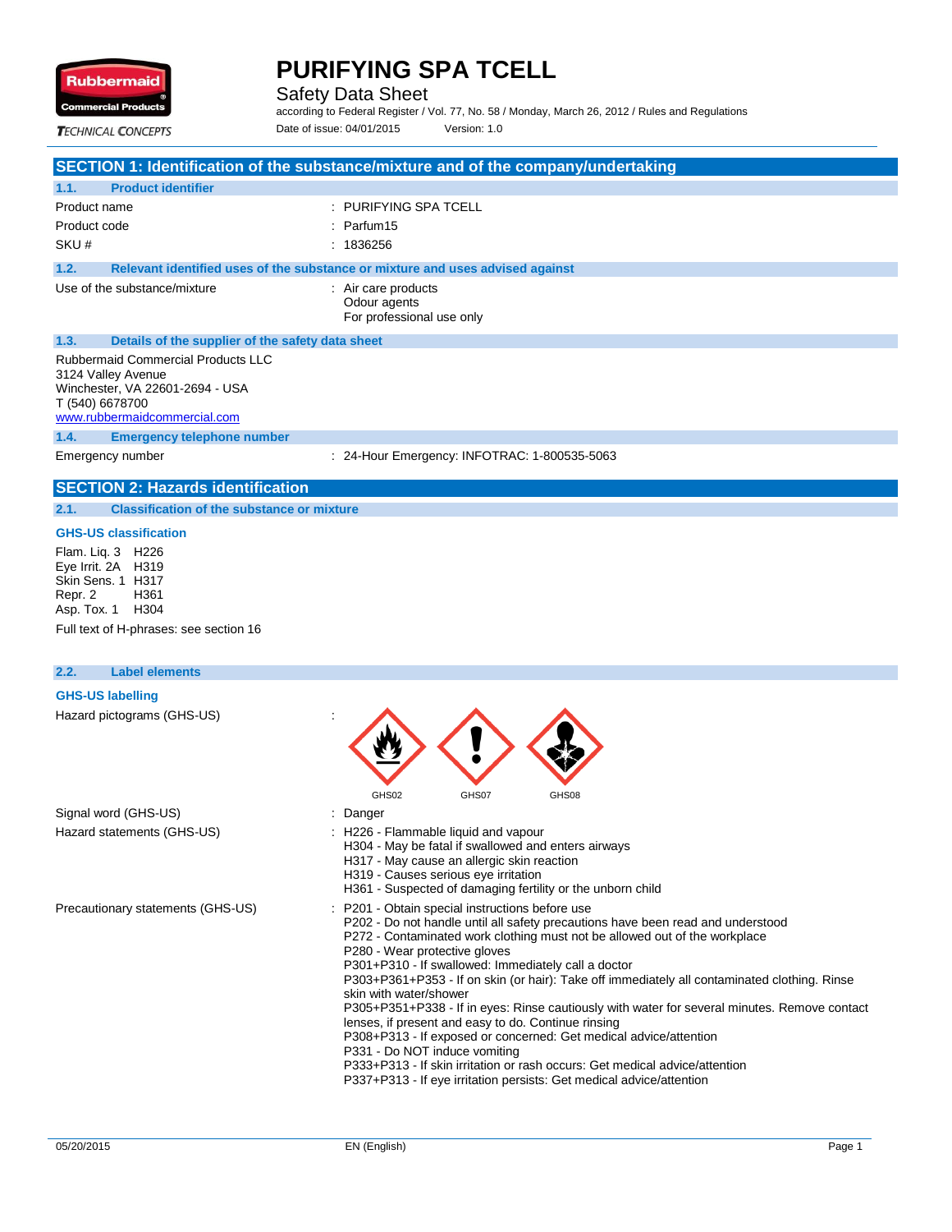# PURIFYING SPA TCELL

Safety Data Sheet

according to Federal Register / Vol. 77, No. 58 / Monday, March 26, 2012 / Rules and Regulations

Date of issue: 04/01/2015 Version: 1.0

## SECTION 1: Identification of the substance/mixture and of the company/undertaking

### 1.1. Product identifier

| | |
|---|---|
| Product name | : PURIFYING SPA TCELL |
| Product code | : Parfum15 |
| SKU # | : 1836256 |

### 1.2. Relevant identified uses of the substance or mixture and uses advised against

Use of the substance/mixture : Air care products
Odour agents
For professional use only

### 1.3. Details of the supplier of the safety data sheet

Rubbermaid Commercial Products LLC
3124 Valley Avenue
Winchester, VA 22601-2694 - USA
T (540) 6678700
www.rubbermaidcommercial.com

### 1.4. Emergency telephone number

Emergency number : 24-Hour Emergency: INFOTRAC: 1-800535-5063

## SECTION 2: Hazards identification

### 2.1. Classification of the substance or mixture

**GHS-US classification**

Flam. Liq. 3 H226
Eye Irrit. 2A H319
Skin Sens. 1 H317
Repr. 2 H361
Asp. Tox. 1 H304

Full text of H-phrases: see section 16

### 2.2. Label elements

**GHS-US labelling**

Hazard pictograms (GHS-US) : GHS02 GHS07 GHS08

Signal word (GHS-US) : Danger

Hazard statements (GHS-US) :
H226 - Flammable liquid and vapour
H304 - May be fatal if swallowed and enters airways
H317 - May cause an allergic skin reaction
H319 - Causes serious eye irritation
H361 - Suspected of damaging fertility or the unborn child

Precautionary statements (GHS-US) :
P201 - Obtain special instructions before use
P202 - Do not handle until all safety precautions have been read and understood
P272 - Contaminated work clothing must not be allowed out of the workplace
P280 - Wear protective gloves
P301+P310 - If swallowed: Immediately call a doctor
P303+P361+P353 - If on skin (or hair): Take off immediately all contaminated clothing. Rinse skin with water/shower
P305+P351+P338 - If in eyes: Rinse cautiously with water for several minutes. Remove contact lenses, if present and easy to do. Continue rinsing
P308+P313 - If exposed or concerned: Get medical advice/attention
P331 - Do NOT induce vomiting
P333+P313 - If skin irritation or rash occurs: Get medical advice/attention
P337+P313 - If eye irritation persists: Get medical advice/attention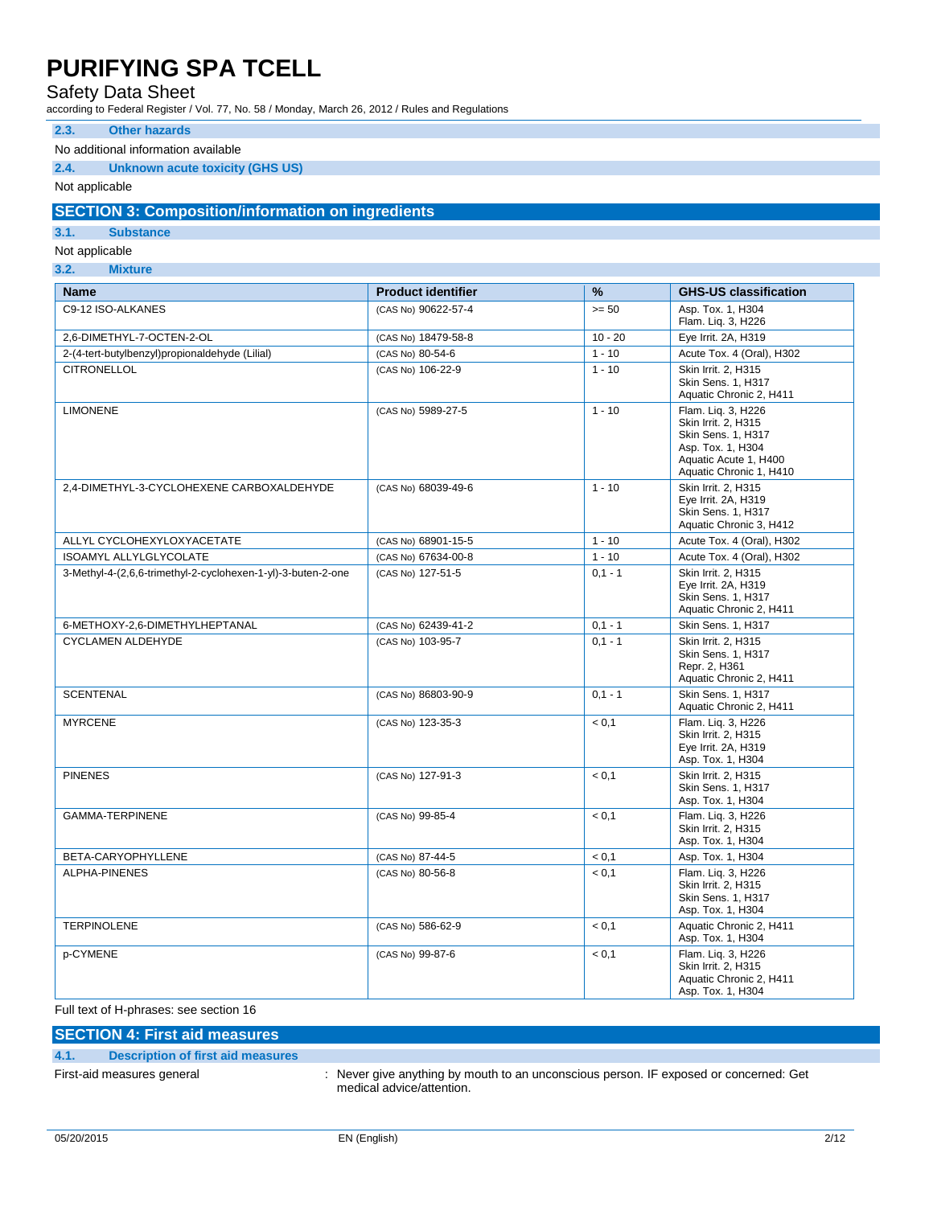### 2.3. Other hazards

No additional information available

### 2.4. Unknown acute toxicity (GHS US)

Not applicable

## SECTION 3: Composition/information on ingredients

### 3.1. Substance

Not applicable

### 3.2. Mixture

| Name | Product identifier | % | GHS-US classification |
|---|---|---|---|
| C9-12 ISO-ALKANES | (CAS No) 90622-57-4 | >= 50 | Asp. Tox. 1, H304<br>Flam. Liq. 3, H226 |
| 2,6-DIMETHYL-7-OCTEN-2-OL | (CAS No) 18479-58-8 | 10 - 20 | Eye Irrit. 2A, H319 |
| 2-(4-tert-butylbenzyl)propionaldehyde (Lilial) | (CAS No) 80-54-6 | 1 - 10 | Acute Tox. 4 (Oral), H302 |
| CITRONELLOL | (CAS No) 106-22-9 | 1 - 10 | Skin Irrit. 2, H315<br>Skin Sens. 1, H317<br>Aquatic Chronic 2, H411 |
| LIMONENE | (CAS No) 5989-27-5 | 1 - 10 | Flam. Liq. 3, H226<br>Skin Irrit. 2, H315<br>Skin Sens. 1, H317<br>Asp. Tox. 1, H304<br>Aquatic Acute 1, H400<br>Aquatic Chronic 1, H410 |
| 2,4-DIMETHYL-3-CYCLOHEXENE CARBOXALDEHYDE | (CAS No) 68039-49-6 | 1 - 10 | Skin Irrit. 2, H315<br>Eye Irrit. 2A, H319<br>Skin Sens. 1, H317<br>Aquatic Chronic 3, H412 |
| ALLYL CYCLOHEXYLOXYACETATE | (CAS No) 68901-15-5 | 1 - 10 | Acute Tox. 4 (Oral), H302 |
| ISOAMYL ALLYLGLYCOLATE | (CAS No) 67634-00-8 | 1 - 10 | Acute Tox. 4 (Oral), H302 |
| 3-Methyl-4-(2,6,6-trimethyl-2-cyclohexen-1-yl)-3-buten-2-one | (CAS No) 127-51-5 | 0,1 - 1 | Skin Irrit. 2, H315<br>Eye Irrit. 2A, H319<br>Skin Sens. 1, H317<br>Aquatic Chronic 2, H411 |
| 6-METHOXY-2,6-DIMETHYLHEPTANAL | (CAS No) 62439-41-2 | 0,1 - 1 | Skin Sens. 1, H317 |
| CYCLAMEN ALDEHYDE | (CAS No) 103-95-7 | 0,1 - 1 | Skin Irrit. 2, H315<br>Skin Sens. 1, H317<br>Repr. 2, H361<br>Aquatic Chronic 2, H411 |
| SCENTENAL | (CAS No) 86803-90-9 | 0,1 - 1 | Skin Sens. 1, H317<br>Aquatic Chronic 2, H411 |
| MYRCENE | (CAS No) 123-35-3 | < 0,1 | Flam. Liq. 3, H226<br>Skin Irrit. 2, H315<br>Eye Irrit. 2A, H319<br>Asp. Tox. 1, H304 |
| PINENES | (CAS No) 127-91-3 | < 0,1 | Skin Irrit. 2, H315<br>Skin Sens. 1, H317<br>Asp. Tox. 1, H304 |
| GAMMA-TERPINENE | (CAS No) 99-85-4 | < 0,1 | Flam. Liq. 3, H226<br>Skin Irrit. 2, H315<br>Asp. Tox. 1, H304 |
| BETA-CARYOPHYLLENE | (CAS No) 87-44-5 | < 0,1 | Asp. Tox. 1, H304 |
| ALPHA-PINENES | (CAS No) 80-56-8 | < 0,1 | Flam. Liq. 3, H226<br>Skin Irrit. 2, H315<br>Skin Sens. 1, H317<br>Asp. Tox. 1, H304 |
| TERPINOLENE | (CAS No) 586-62-9 | < 0,1 | Aquatic Chronic 2, H411<br>Asp. Tox. 1, H304 |
| p-CYMENE | (CAS No) 99-87-6 | < 0,1 | Flam. Liq. 3, H226<br>Skin Irrit. 2, H315<br>Aquatic Chronic 2, H411<br>Asp. Tox. 1, H304 |

Full text of H-phrases: see section 16

## SECTION 4: First aid measures

### 4.1. Description of first aid measures

First-aid measures general : Never give anything by mouth to an unconscious person. IF exposed or concerned: Get medical advice/attention.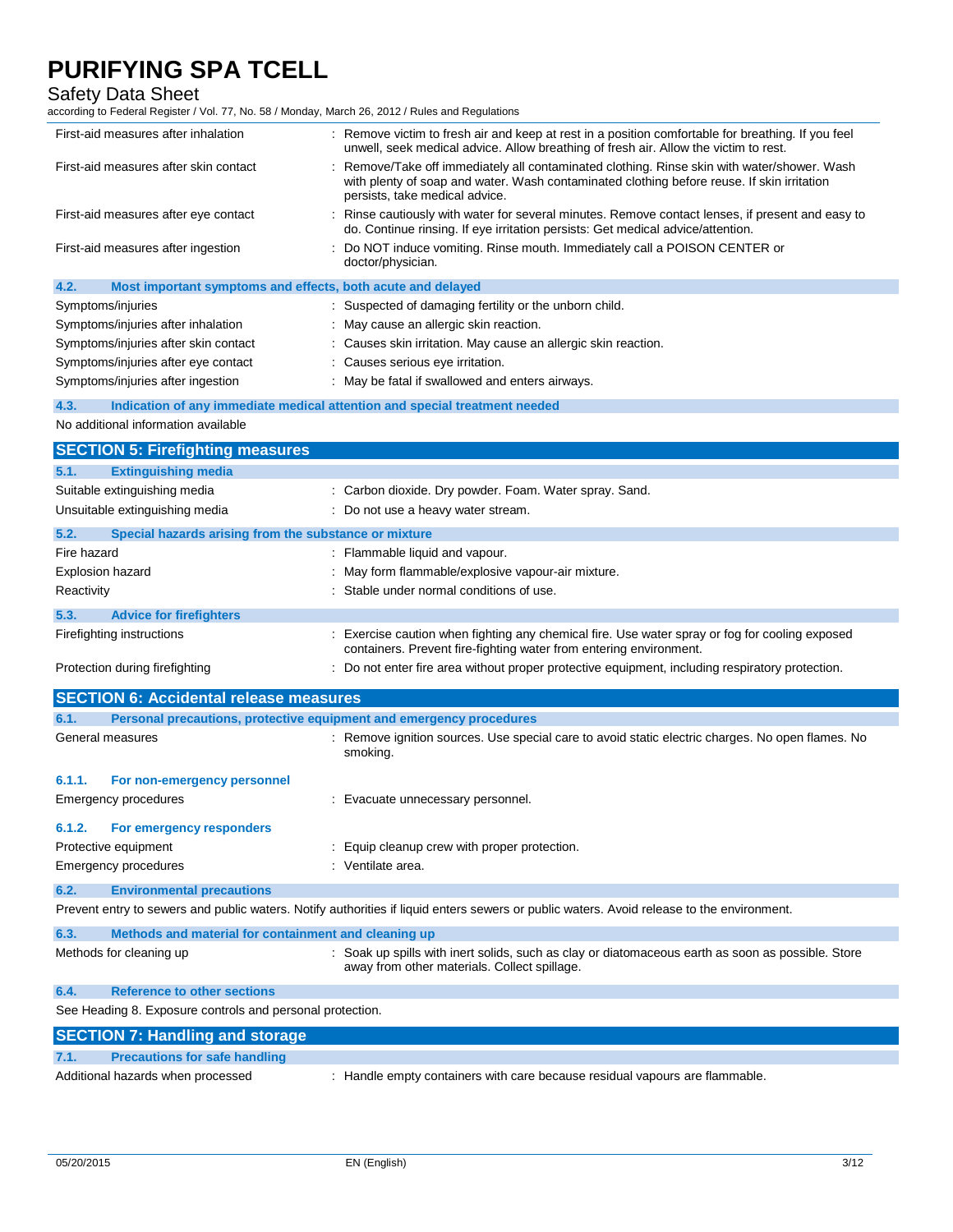| | |
|---|---|
| First-aid measures after inhalation | : Remove victim to fresh air and keep at rest in a position comfortable for breathing. If you feel unwell, seek medical advice. Allow breathing of fresh air. Allow the victim to rest. |
| First-aid measures after skin contact | : Remove/Take off immediately all contaminated clothing. Rinse skin with water/shower. Wash with plenty of soap and water. Wash contaminated clothing before reuse. If skin irritation persists, take medical advice. |
| First-aid measures after eye contact | : Rinse cautiously with water for several minutes. Remove contact lenses, if present and easy to do. Continue rinsing. If eye irritation persists: Get medical advice/attention. |
| First-aid measures after ingestion | : Do NOT induce vomiting. Rinse mouth. Immediately call a POISON CENTER or doctor/physician. |

### 4.2. Most important symptoms and effects, both acute and delayed

| | |
|---|---|
| Symptoms/injuries | : Suspected of damaging fertility or the unborn child. |
| Symptoms/injuries after inhalation | : May cause an allergic skin reaction. |
| Symptoms/injuries after skin contact | : Causes skin irritation. May cause an allergic skin reaction. |
| Symptoms/injuries after eye contact | : Causes serious eye irritation. |
| Symptoms/injuries after ingestion | : May be fatal if swallowed and enters airways. |

### 4.3. Indication of any immediate medical attention and special treatment needed

No additional information available

## SECTION 5: Firefighting measures

### 5.1. Extinguishing media

| | |
|---|---|
| Suitable extinguishing media | : Carbon dioxide. Dry powder. Foam. Water spray. Sand. |
| Unsuitable extinguishing media | : Do not use a heavy water stream. |

### 5.2. Special hazards arising from the substance or mixture

| | |
|---|---|
| Fire hazard | : Flammable liquid and vapour. |
| Explosion hazard | : May form flammable/explosive vapour-air mixture. |
| Reactivity | : Stable under normal conditions of use. |

### 5.3. Advice for firefighters

| | |
|---|---|
| Firefighting instructions | : Exercise caution when fighting any chemical fire. Use water spray or fog for cooling exposed containers. Prevent fire-fighting water from entering environment. |
| Protection during firefighting | : Do not enter fire area without proper protective equipment, including respiratory protection. |

## SECTION 6: Accidental release measures

### 6.1. Personal precautions, protective equipment and emergency procedures

| | |
|---|---|
| General measures | : Remove ignition sources. Use special care to avoid static electric charges. No open flames. No smoking. |

#### 6.1.1. For non-emergency personnel

| | |
|---|---|
| Emergency procedures | : Evacuate unnecessary personnel. |

#### 6.1.2. For emergency responders

| | |
|---|---|
| Protective equipment | : Equip cleanup crew with proper protection. |
| Emergency procedures | : Ventilate area. |

### 6.2. Environmental precautions

Prevent entry to sewers and public waters. Notify authorities if liquid enters sewers or public waters. Avoid release to the environment.

### 6.3. Methods and material for containment and cleaning up

| | |
|---|---|
| Methods for cleaning up | : Soak up spills with inert solids, such as clay or diatomaceous earth as soon as possible. Store away from other materials. Collect spillage. |

### 6.4. Reference to other sections

See Heading 8. Exposure controls and personal protection.

## SECTION 7: Handling and storage

### 7.1. Precautions for safe handling

| | |
|---|---|
| Additional hazards when processed | : Handle empty containers with care because residual vapours are flammable. |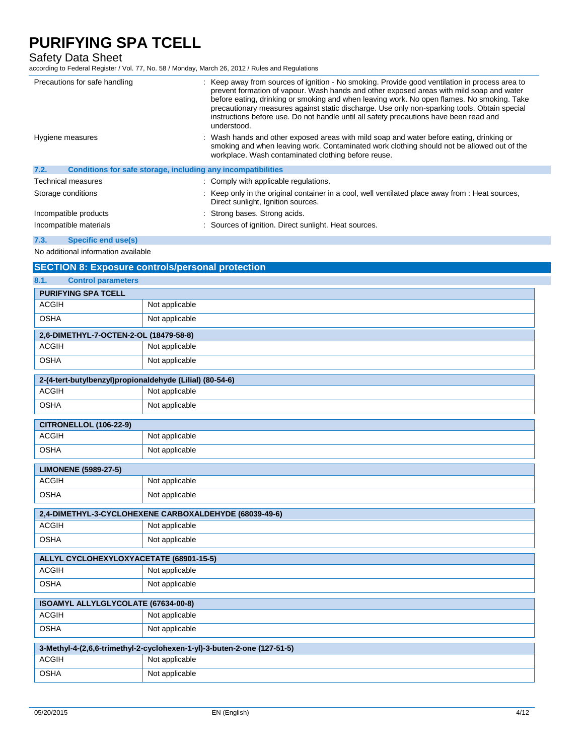| | |
|---|---|
| Precautions for safe handling | : Keep away from sources of ignition - No smoking. Provide good ventilation in process area to prevent formation of vapour. Wash hands and other exposed areas with mild soap and water before eating, drinking or smoking and when leaving work. No open flames. No smoking. Take precautionary measures against static discharge. Use only non-sparking tools. Obtain special instructions before use. Do not handle until all safety precautions have been read and understood. |
| Hygiene measures | : Wash hands and other exposed areas with mild soap and water before eating, drinking or smoking and when leaving work. Contaminated work clothing should not be allowed out of the workplace. Wash contaminated clothing before reuse. |

### 7.2. Conditions for safe storage, including any incompatibilities

| | |
|---|---|
| Technical measures | : Comply with applicable regulations. |
| Storage conditions | : Keep only in the original container in a cool, well ventilated place away from : Heat sources, Direct sunlight, Ignition sources. |
| Incompatible products | : Strong bases. Strong acids. |
| Incompatible materials | : Sources of ignition. Direct sunlight. Heat sources. |

### 7.3. Specific end use(s)

No additional information available

## SECTION 8: Exposure controls/personal protection

### 8.1. Control parameters

| PURIFYING SPA TCELL | |
|---|---|
| ACGIH | Not applicable |
| OSHA | Not applicable |

| 2,6-DIMETHYL-7-OCTEN-2-OL (18479-58-8) | |
|---|---|
| ACGIH | Not applicable |
| OSHA | Not applicable |

| 2-(4-tert-butylbenzyl)propionaldehyde (Lilial) (80-54-6) | |
|---|---|
| ACGIH | Not applicable |
| OSHA | Not applicable |

| CITRONELLOL (106-22-9) | |
|---|---|
| ACGIH | Not applicable |
| OSHA | Not applicable |

| LIMONENE (5989-27-5) | |
|---|---|
| ACGIH | Not applicable |
| OSHA | Not applicable |

| 2,4-DIMETHYL-3-CYCLOHEXENE CARBOXALDEHYDE (68039-49-6) | |
|---|---|
| ACGIH | Not applicable |
| OSHA | Not applicable |

| ALLYL CYCLOHEXYLOXYACETATE (68901-15-5) | |
|---|---|
| ACGIH | Not applicable |
| OSHA | Not applicable |

| ISOAMYL ALLYLGLYCOLATE (67634-00-8) | |
|---|---|
| ACGIH | Not applicable |
| OSHA | Not applicable |

| 3-Methyl-4-(2,6,6-trimethyl-2-cyclohexen-1-yl)-3-buten-2-one (127-51-5) | |
|---|---|
| ACGIH | Not applicable |
| OSHA | Not applicable |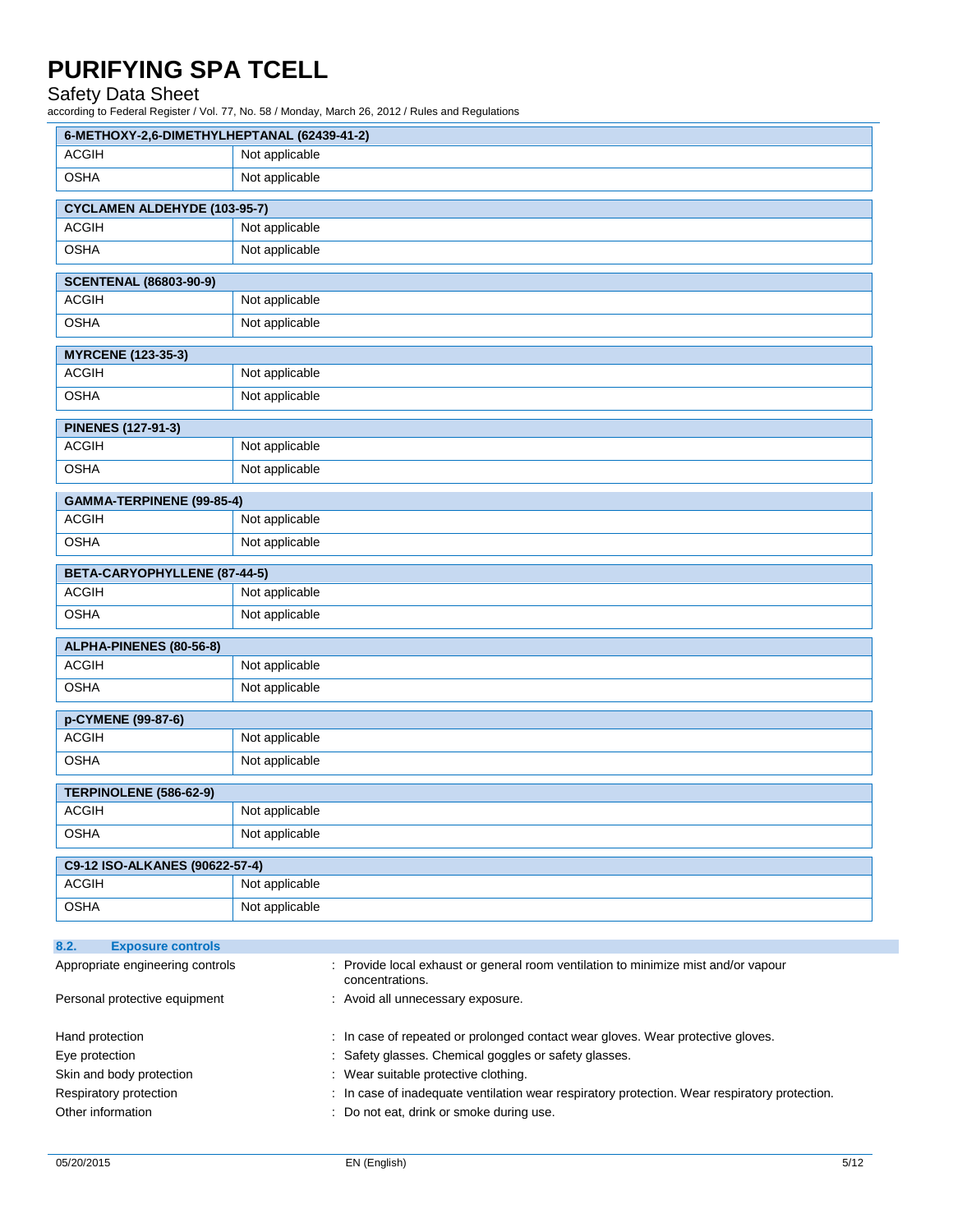| 6-METHOXY-2,6-DIMETHYLHEPTANAL (62439-41-2) | |
|---|---|
| ACGIH | Not applicable |
| OSHA | Not applicable |

| CYCLAMEN ALDEHYDE (103-95-7) | |
|---|---|
| ACGIH | Not applicable |
| OSHA | Not applicable |

| SCENTENAL (86803-90-9) | |
|---|---|
| ACGIH | Not applicable |
| OSHA | Not applicable |

| MYRCENE (123-35-3) | |
|---|---|
| ACGIH | Not applicable |
| OSHA | Not applicable |

| PINENES (127-91-3) | |
|---|---|
| ACGIH | Not applicable |
| OSHA | Not applicable |

| GAMMA-TERPINENE (99-85-4) | |
|---|---|
| ACGIH | Not applicable |
| OSHA | Not applicable |

| BETA-CARYOPHYLLENE (87-44-5) | |
|---|---|
| ACGIH | Not applicable |
| OSHA | Not applicable |

| ALPHA-PINENES (80-56-8) | |
|---|---|
| ACGIH | Not applicable |
| OSHA | Not applicable |

| p-CYMENE (99-87-6) | |
|---|---|
| ACGIH | Not applicable |
| OSHA | Not applicable |

| TERPINOLENE (586-62-9) | |
|---|---|
| ACGIH | Not applicable |
| OSHA | Not applicable |

| C9-12 ISO-ALKANES (90622-57-4) | |
|---|---|
| ACGIH | Not applicable |
| OSHA | Not applicable |

### 8.2. Exposure controls

Appropriate engineering controls : Provide local exhaust or general room ventilation to minimize mist and/or vapour concentrations.

Personal protective equipment : Avoid all unnecessary exposure.

Hand protection : In case of repeated or prolonged contact wear gloves. Wear protective gloves.

Eye protection : Safety glasses. Chemical goggles or safety glasses.

Skin and body protection : Wear suitable protective clothing.

Respiratory protection : In case of inadequate ventilation wear respiratory protection. Wear respiratory protection.

Other information : Do not eat, drink or smoke during use.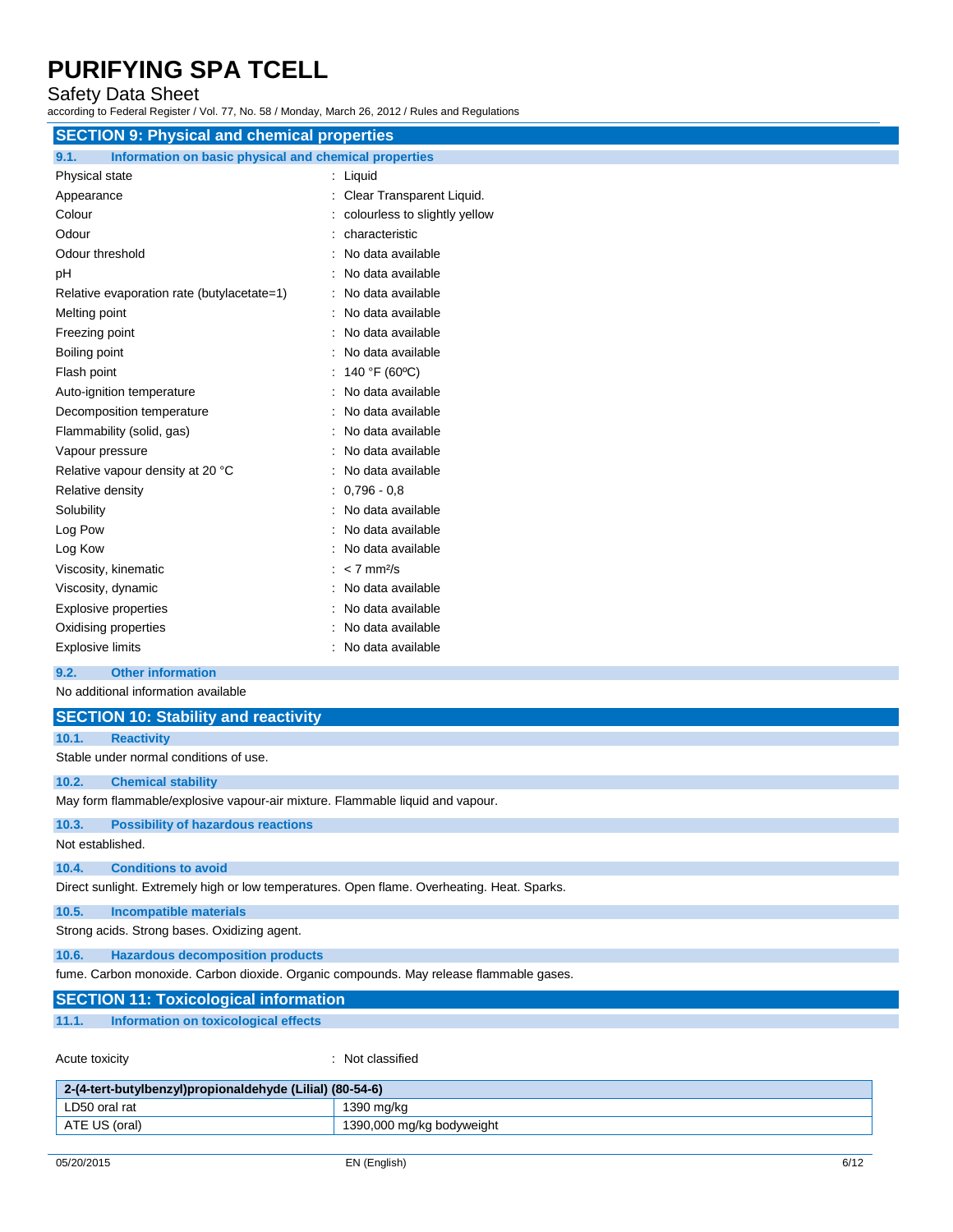## SECTION 9: Physical and chemical properties

### 9.1. Information on basic physical and chemical properties

| | |
|---|---|
| Physical state | : Liquid |
| Appearance | : Clear Transparent Liquid. |
| Colour | : colourless to slightly yellow |
| Odour | : characteristic |
| Odour threshold | : No data available |
| pH | : No data available |
| Relative evaporation rate (butylacetate=1) | : No data available |
| Melting point | : No data available |
| Freezing point | : No data available |
| Boiling point | : No data available |
| Flash point | : 140 °F (60ºC) |
| Auto-ignition temperature | : No data available |
| Decomposition temperature | : No data available |
| Flammability (solid, gas) | : No data available |
| Vapour pressure | : No data available |
| Relative vapour density at 20 °C | : No data available |
| Relative density | : 0,796 - 0,8 |
| Solubility | : No data available |
| Log Pow | : No data available |
| Log Kow | : No data available |
| Viscosity, kinematic | : < 7 mm²/s |
| Viscosity, dynamic | : No data available |
| Explosive properties | : No data available |
| Oxidising properties | : No data available |
| Explosive limits | : No data available |

### 9.2. Other information

No additional information available

## SECTION 10: Stability and reactivity

### 10.1. Reactivity

Stable under normal conditions of use.

### 10.2. Chemical stability

May form flammable/explosive vapour-air mixture. Flammable liquid and vapour.

### 10.3. Possibility of hazardous reactions

Not established.

### 10.4. Conditions to avoid

Direct sunlight. Extremely high or low temperatures. Open flame. Overheating. Heat. Sparks.

### 10.5. Incompatible materials

Strong acids. Strong bases. Oxidizing agent.

### 10.6. Hazardous decomposition products

fume. Carbon monoxide. Carbon dioxide. Organic compounds. May release flammable gases.

## SECTION 11: Toxicological information

### 11.1. Information on toxicological effects

Acute toxicity : Not classified

| 2-(4-tert-butylbenzyl)propionaldehyde (Lilial) (80-54-6) | |
|---|---|
| LD50 oral rat | 1390 mg/kg |
| ATE US (oral) | 1390,000 mg/kg bodyweight |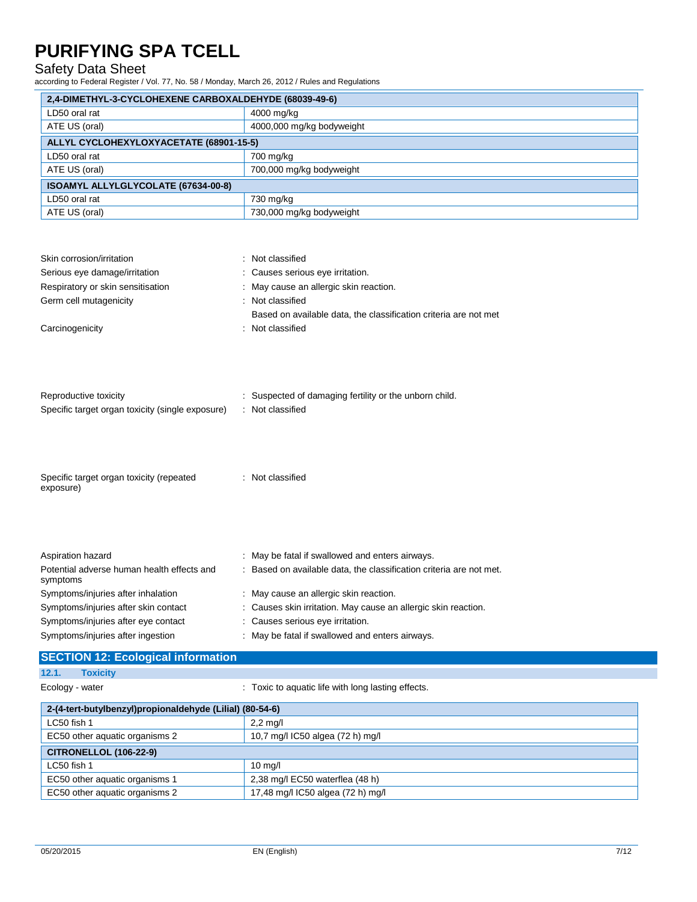| 2,4-DIMETHYL-3-CYCLOHEXENE CARBOXALDEHYDE (68039-49-6) | |
|---|---|
| LD50 oral rat | 4000 mg/kg |
| ATE US (oral) | 4000,000 mg/kg bodyweight |

| ALLYL CYCLOHEXYLOXYACETATE (68901-15-5) | |
|---|---|
| LD50 oral rat | 700 mg/kg |
| ATE US (oral) | 700,000 mg/kg bodyweight |

| ISOAMYL ALLYLGLYCOLATE (67634-00-8) | |
|---|---|
| LD50 oral rat | 730 mg/kg |
| ATE US (oral) | 730,000 mg/kg bodyweight |

Skin corrosion/irritation : Not classified

Serious eye damage/irritation : Causes serious eye irritation.

Respiratory or skin sensitisation : May cause an allergic skin reaction.

Germ cell mutagenicity : Not classified

Based on available data, the classification criteria are not met

Carcinogenicity : Not classified

Reproductive toxicity : Suspected of damaging fertility or the unborn child.

Specific target organ toxicity (single exposure) : Not classified

Specific target organ toxicity (repeated exposure) : Not classified

Aspiration hazard : May be fatal if swallowed and enters airways.

Potential adverse human health effects and symptoms : Based on available data, the classification criteria are not met.

Symptoms/injuries after inhalation : May cause an allergic skin reaction.

Symptoms/injuries after skin contact : Causes skin irritation. May cause an allergic skin reaction.

Symptoms/injuries after eye contact : Causes serious eye irritation.

Symptoms/injuries after ingestion : May be fatal if swallowed and enters airways.

## SECTION 12: Ecological information

### 12.1. Toxicity

Ecology - water : Toxic to aquatic life with long lasting effects.

| 2-(4-tert-butylbenzyl)propionaldehyde (Lilial) (80-54-6) | |
|---|---|
| LC50 fish 1 | 2,2 mg/l |
| EC50 other aquatic organisms 2 | 10,7 mg/l IC50 algea (72 h) mg/l |

| CITRONELLOL (106-22-9) | |
|---|---|
| LC50 fish 1 | 10 mg/l |
| EC50 other aquatic organisms 1 | 2,38 mg/l EC50 waterflea (48 h) |
| EC50 other aquatic organisms 2 | 17,48 mg/l IC50 algea (72 h) mg/l |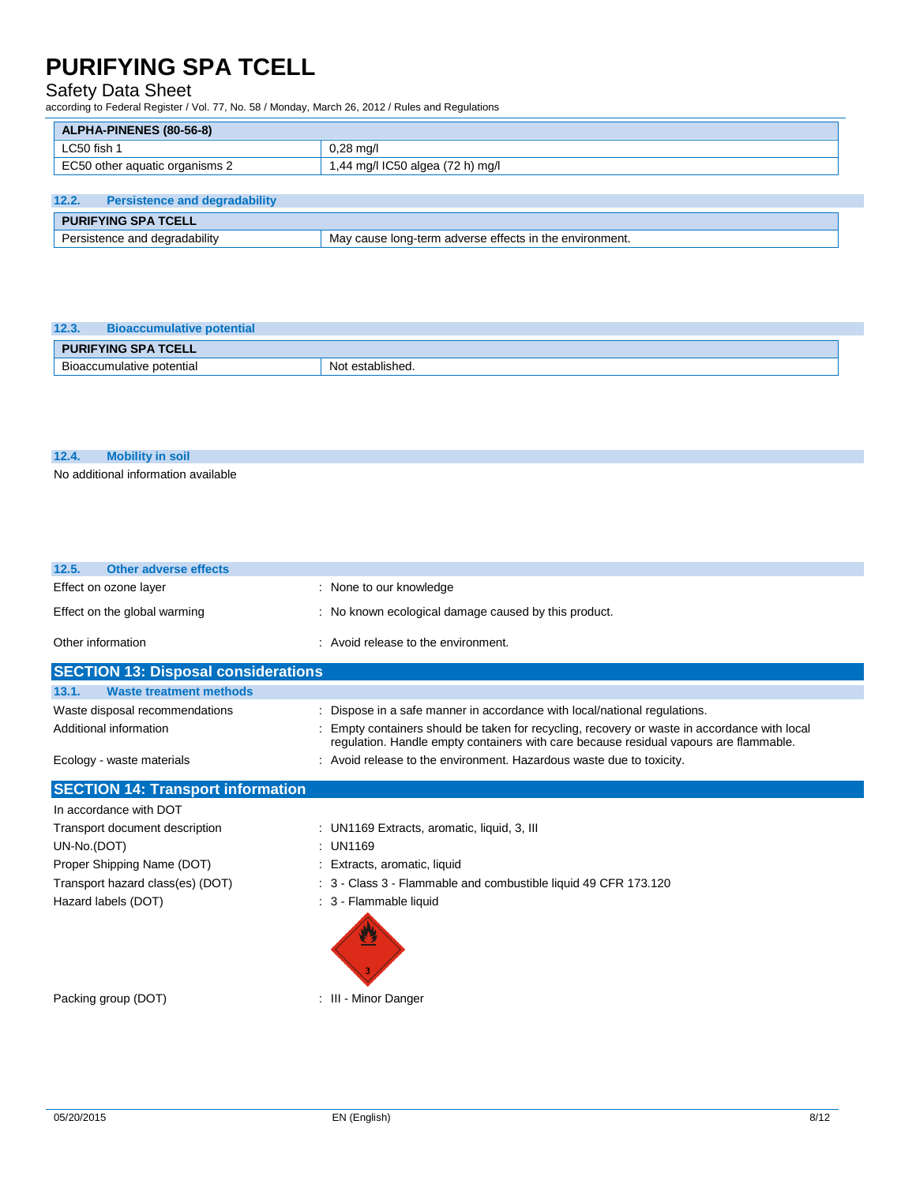| ALPHA-PINENES (80-56-8) | |
|---|---|
| LC50 fish 1 | 0,28 mg/l |
| EC50 other aquatic organisms 2 | 1,44 mg/l IC50 algea (72 h) mg/l |

### 12.2. Persistence and degradability

| PURIFYING SPA TCELL | |
|---|---|
| Persistence and degradability | May cause long-term adverse effects in the environment. |

### 12.3. Bioaccumulative potential

| PURIFYING SPA TCELL | |
|---|---|
| Bioaccumulative potential | Not established. |

### 12.4. Mobility in soil

No additional information available

### 12.5. Other adverse effects

Effect on ozone layer : None to our knowledge

Effect on the global warming : No known ecological damage caused by this product.

Other information : Avoid release to the environment.

## SECTION 13: Disposal considerations

### 13.1. Waste treatment methods

Waste disposal recommendations : Dispose in a safe manner in accordance with local/national regulations.

Additional information : Empty containers should be taken for recycling, recovery or waste in accordance with local regulation. Handle empty containers with care because residual vapours are flammable.

Ecology - waste materials : Avoid release to the environment. Hazardous waste due to toxicity.

## SECTION 14: Transport information

In accordance with DOT

Transport document description : UN1169 Extracts, aromatic, liquid, 3, III

UN-No.(DOT) : UN1169

Proper Shipping Name (DOT) : Extracts, aromatic, liquid

Transport hazard class(es) (DOT) : 3 - Class 3 - Flammable and combustible liquid 49 CFR 173.120

Hazard labels (DOT) : 3 - Flammable liquid

Packing group (DOT) : III - Minor Danger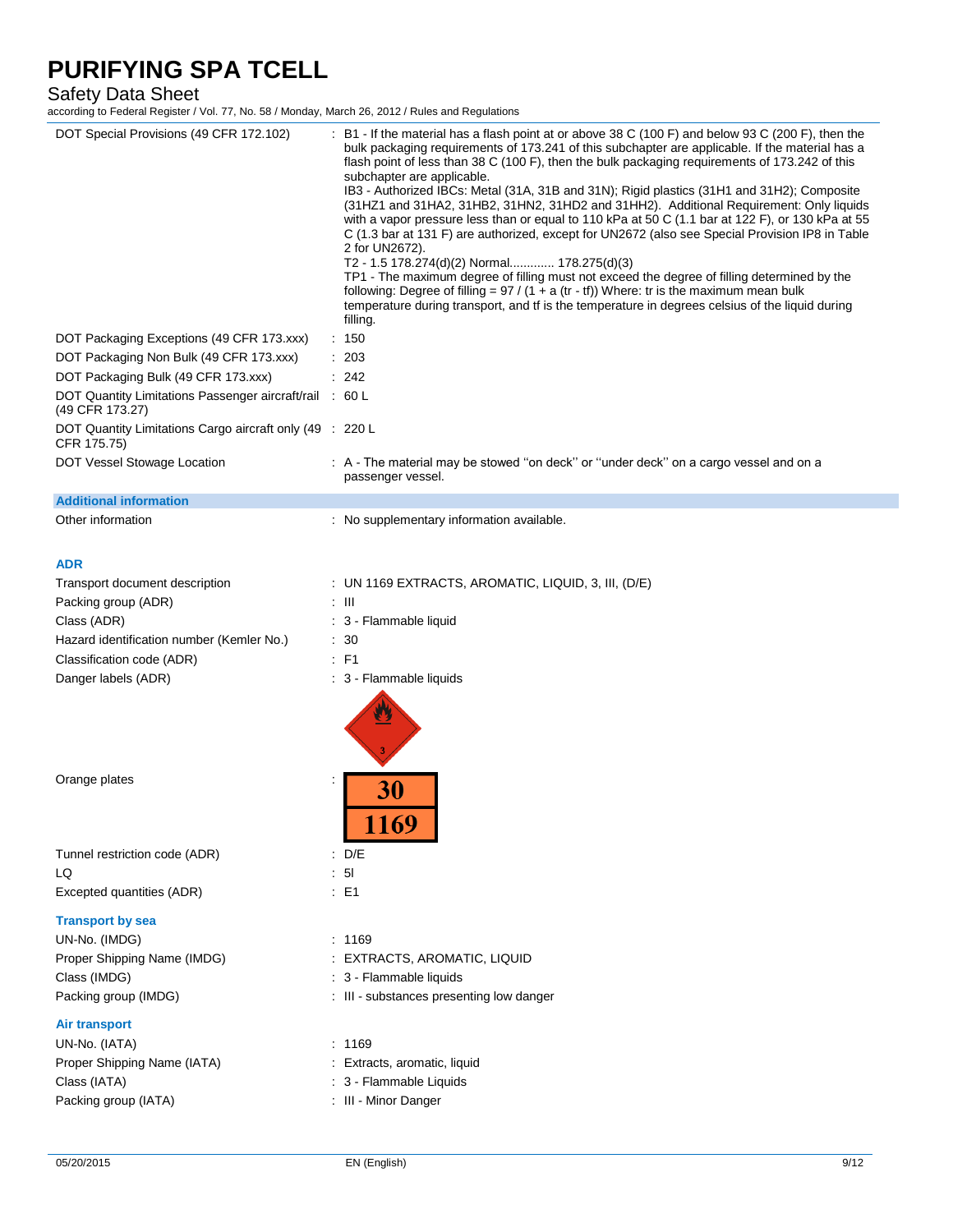| | |
|---|---|
| DOT Special Provisions (49 CFR 172.102) | : B1 - If the material has a flash point at or above 38 C (100 F) and below 93 C (200 F), then the bulk packaging requirements of 173.241 of this subchapter are applicable. If the material has a flash point of less than 38 C (100 F), then the bulk packaging requirements of 173.242 of this subchapter are applicable.<br>IB3 - Authorized IBCs: Metal (31A, 31B and 31N); Rigid plastics (31H1 and 31H2); Composite (31HZ1 and 31HA2, 31HB2, 31HN2, 31HD2 and 31HH2). Additional Requirement: Only liquids with a vapor pressure less than or equal to 110 kPa at 50 C (1.1 bar at 122 F), or 130 kPa at 55 C (1.3 bar at 131 F) are authorized, except for UN2672 (also see Special Provision IP8 in Table 2 for UN2672).<br>T2 - 1.5 178.274(d)(2) Normal............. 178.275(d)(3)<br>TP1 - The maximum degree of filling must not exceed the degree of filling determined by the following: Degree of filling = 97 / (1 + a (tr - tf)) Where: tr is the maximum mean bulk temperature during transport, and tf is the temperature in degrees celsius of the liquid during filling. |
| DOT Packaging Exceptions (49 CFR 173.xxx) | : 150 |
| DOT Packaging Non Bulk (49 CFR 173.xxx) | : 203 |
| DOT Packaging Bulk (49 CFR 173.xxx) | : 242 |
| DOT Quantity Limitations Passenger aircraft/rail (49 CFR 173.27) | : 60 L |
| DOT Quantity Limitations Cargo aircraft only (49 CFR 175.75) | : 220 L |
| DOT Vessel Stowage Location | : A - The material may be stowed ''on deck'' or ''under deck'' on a cargo vessel and on a passenger vessel. |

**Additional information**

Other information : No supplementary information available.

**ADR**

| | |
|---|---|
| Transport document description | : UN 1169 EXTRACTS, AROMATIC, LIQUID, 3, III, (D/E) |
| Packing group (ADR) | : III |
| Class (ADR) | : 3 - Flammable liquid |
| Hazard identification number (Kemler No.) | : 30 |
| Classification code (ADR) | : F1 |
| Danger labels (ADR) | : 3 - Flammable liquids |
| Orange plates | : 30 / 1169 |
| Tunnel restriction code (ADR) | : D/E |
| LQ | : 5l |
| Excepted quantities (ADR) | : E1 |

**Transport by sea**

| | |
|---|---|
| UN-No. (IMDG) | : 1169 |
| Proper Shipping Name (IMDG) | : EXTRACTS, AROMATIC, LIQUID |
| Class (IMDG) | : 3 - Flammable liquids |
| Packing group (IMDG) | : III - substances presenting low danger |

**Air transport**

| | |
|---|---|
| UN-No. (IATA) | : 1169 |
| Proper Shipping Name (IATA) | : Extracts, aromatic, liquid |
| Class (IATA) | : 3 - Flammable Liquids |
| Packing group (IATA) | : III - Minor Danger |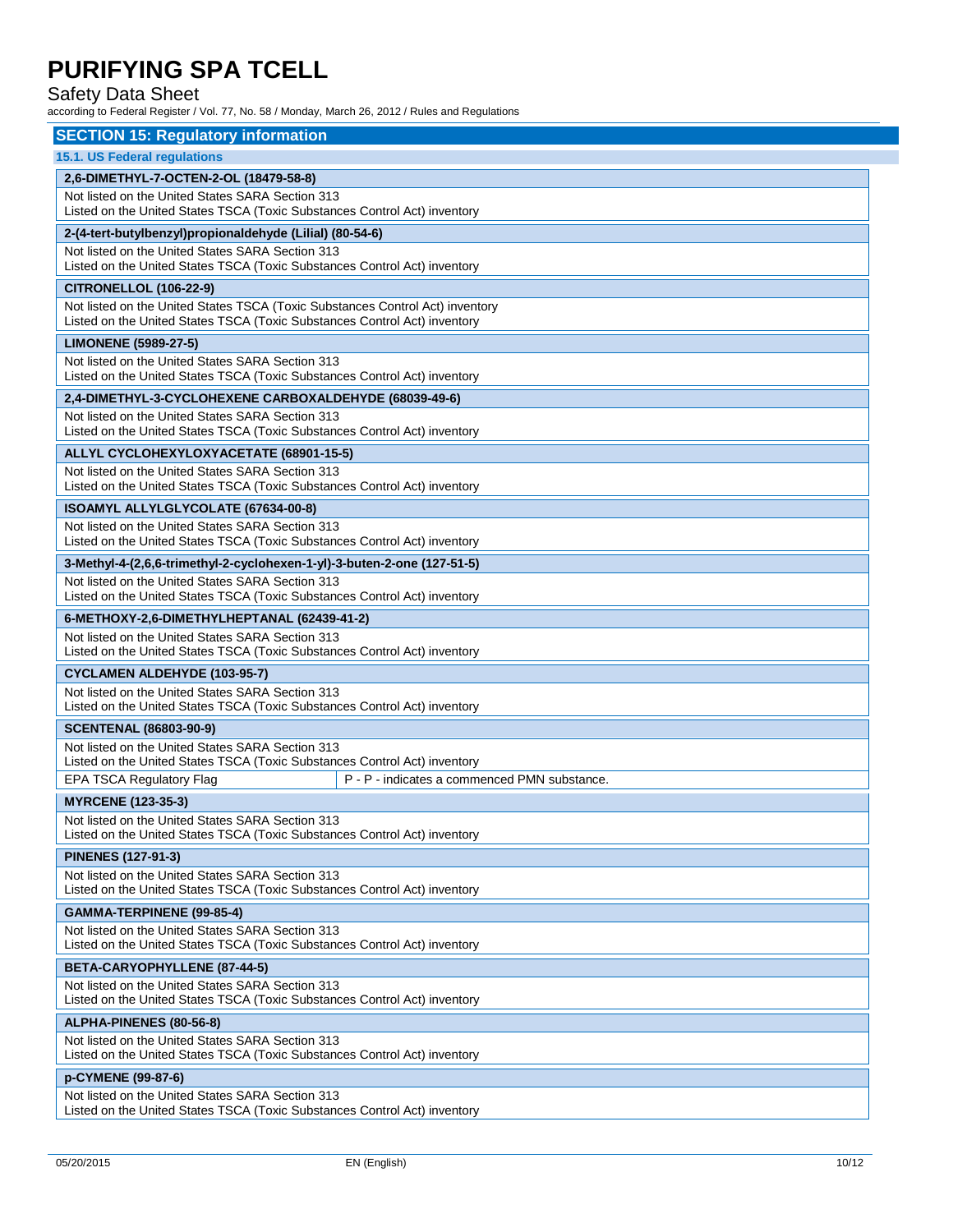# PURIFYING SPA TCELL

Safety Data Sheet

according to Federal Register / Vol. 77, No. 58 / Monday, March 26, 2012 / Rules and Regulations

## SECTION 15: Regulatory information

### 15.1. US Federal regulations

**2,6-DIMETHYL-7-OCTEN-2-OL (18479-58-8)**

Not listed on the United States SARA Section 313
Listed on the United States TSCA (Toxic Substances Control Act) inventory

**2-(4-tert-butylbenzyl)propionaldehyde (Lilial) (80-54-6)**

Not listed on the United States SARA Section 313
Listed on the United States TSCA (Toxic Substances Control Act) inventory

**CITRONELLOL (106-22-9)**

Not listed on the United States TSCA (Toxic Substances Control Act) inventory
Listed on the United States TSCA (Toxic Substances Control Act) inventory

**LIMONENE (5989-27-5)**

Not listed on the United States SARA Section 313
Listed on the United States TSCA (Toxic Substances Control Act) inventory

**2,4-DIMETHYL-3-CYCLOHEXENE CARBOXALDEHYDE (68039-49-6)**

Not listed on the United States SARA Section 313
Listed on the United States TSCA (Toxic Substances Control Act) inventory

**ALLYL CYCLOHEXYLOXYACETATE (68901-15-5)**

Not listed on the United States SARA Section 313
Listed on the United States TSCA (Toxic Substances Control Act) inventory

**ISOAMYL ALLYLGLYCOLATE (67634-00-8)**

Not listed on the United States SARA Section 313
Listed on the United States TSCA (Toxic Substances Control Act) inventory

**3-Methyl-4-(2,6,6-trimethyl-2-cyclohexen-1-yl)-3-buten-2-one (127-51-5)**

Not listed on the United States SARA Section 313
Listed on the United States TSCA (Toxic Substances Control Act) inventory

**6-METHOXY-2,6-DIMETHYLHEPTANAL (62439-41-2)**

Not listed on the United States SARA Section 313
Listed on the United States TSCA (Toxic Substances Control Act) inventory

**CYCLAMEN ALDEHYDE (103-95-7)**

Not listed on the United States SARA Section 313
Listed on the United States TSCA (Toxic Substances Control Act) inventory

**SCENTENAL (86803-90-9)**

Not listed on the United States SARA Section 313
Listed on the United States TSCA (Toxic Substances Control Act) inventory

| EPA TSCA Regulatory Flag | P - P - indicates a commenced PMN substance. |
|---|---|

**MYRCENE (123-35-3)**

Not listed on the United States SARA Section 313
Listed on the United States TSCA (Toxic Substances Control Act) inventory

**PINENES (127-91-3)**

Not listed on the United States SARA Section 313
Listed on the United States TSCA (Toxic Substances Control Act) inventory

**GAMMA-TERPINENE (99-85-4)**

Not listed on the United States SARA Section 313
Listed on the United States TSCA (Toxic Substances Control Act) inventory

**BETA-CARYOPHYLLENE (87-44-5)**

Not listed on the United States SARA Section 313
Listed on the United States TSCA (Toxic Substances Control Act) inventory

**ALPHA-PINENES (80-56-8)**

Not listed on the United States SARA Section 313
Listed on the United States TSCA (Toxic Substances Control Act) inventory

**p-CYMENE (99-87-6)**

Not listed on the United States SARA Section 313
Listed on the United States TSCA (Toxic Substances Control Act) inventory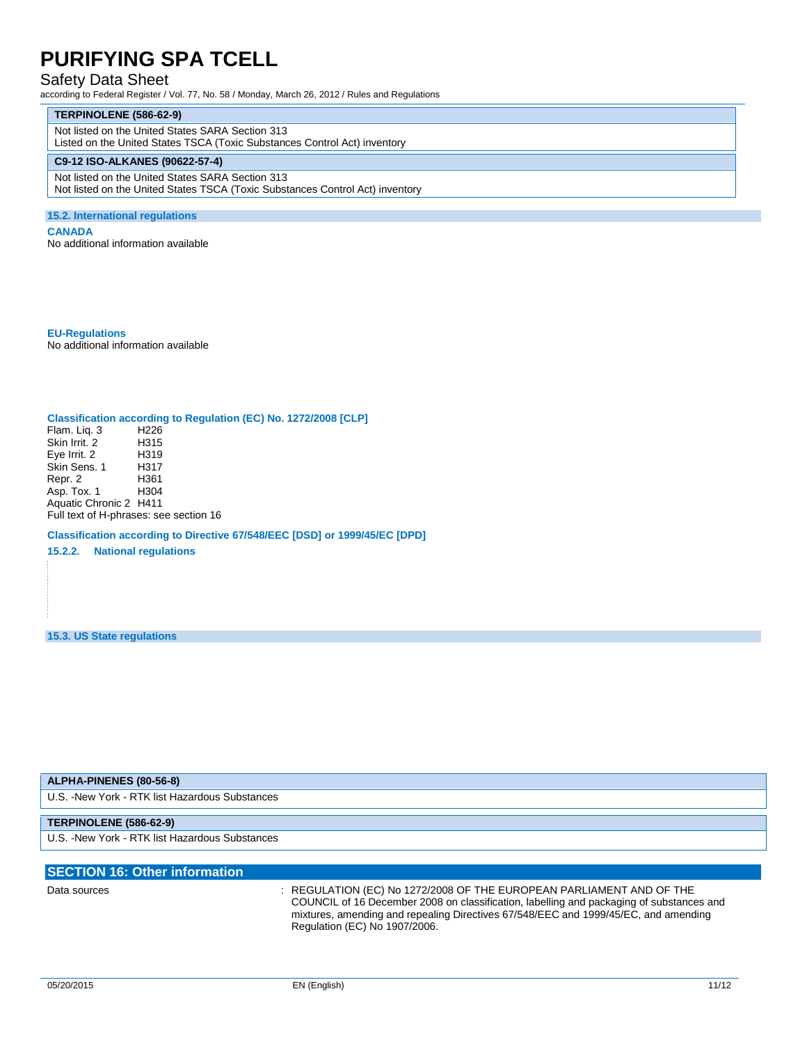| TERPINOLENE (586-62-9) |
|---|
| Not listed on the United States SARA Section 313<br>Listed on the United States TSCA (Toxic Substances Control Act) inventory |

| C9-12 ISO-ALKANES (90622-57-4) |
|---|
| Not listed on the United States SARA Section 313<br>Not listed on the United States TSCA (Toxic Substances Control Act) inventory |

### 15.2. International regulations

**CANADA**

No additional information available

**EU-Regulations**

No additional information available

**Classification according to Regulation (EC) No. 1272/2008 [CLP]**

| | |
|---|---|
| Flam. Liq. 3 | H226 |
| Skin Irrit. 2 | H315 |
| Eye Irrit. 2 | H319 |
| Skin Sens. 1 | H317 |
| Repr. 2 | H361 |
| Asp. Tox. 1 | H304 |
| Aquatic Chronic 2 | H411 |

Full text of H-phrases: see section 16

**Classification according to Directive 67/548/EEC [DSD] or 1999/45/EC [DPD]**

**15.2.2. National regulations**

### 15.3. US State regulations

| ALPHA-PINENES (80-56-8) |
|---|
| U.S. -New York - RTK list Hazardous Substances |

| TERPINOLENE (586-62-9) |
|---|
| U.S. -New York - RTK list Hazardous Substances |

## SECTION 16: Other information

Data sources : REGULATION (EC) No 1272/2008 OF THE EUROPEAN PARLIAMENT AND OF THE COUNCIL of 16 December 2008 on classification, labelling and packaging of substances and mixtures, amending and repealing Directives 67/548/EEC and 1999/45/EC, and amending Regulation (EC) No 1907/2006.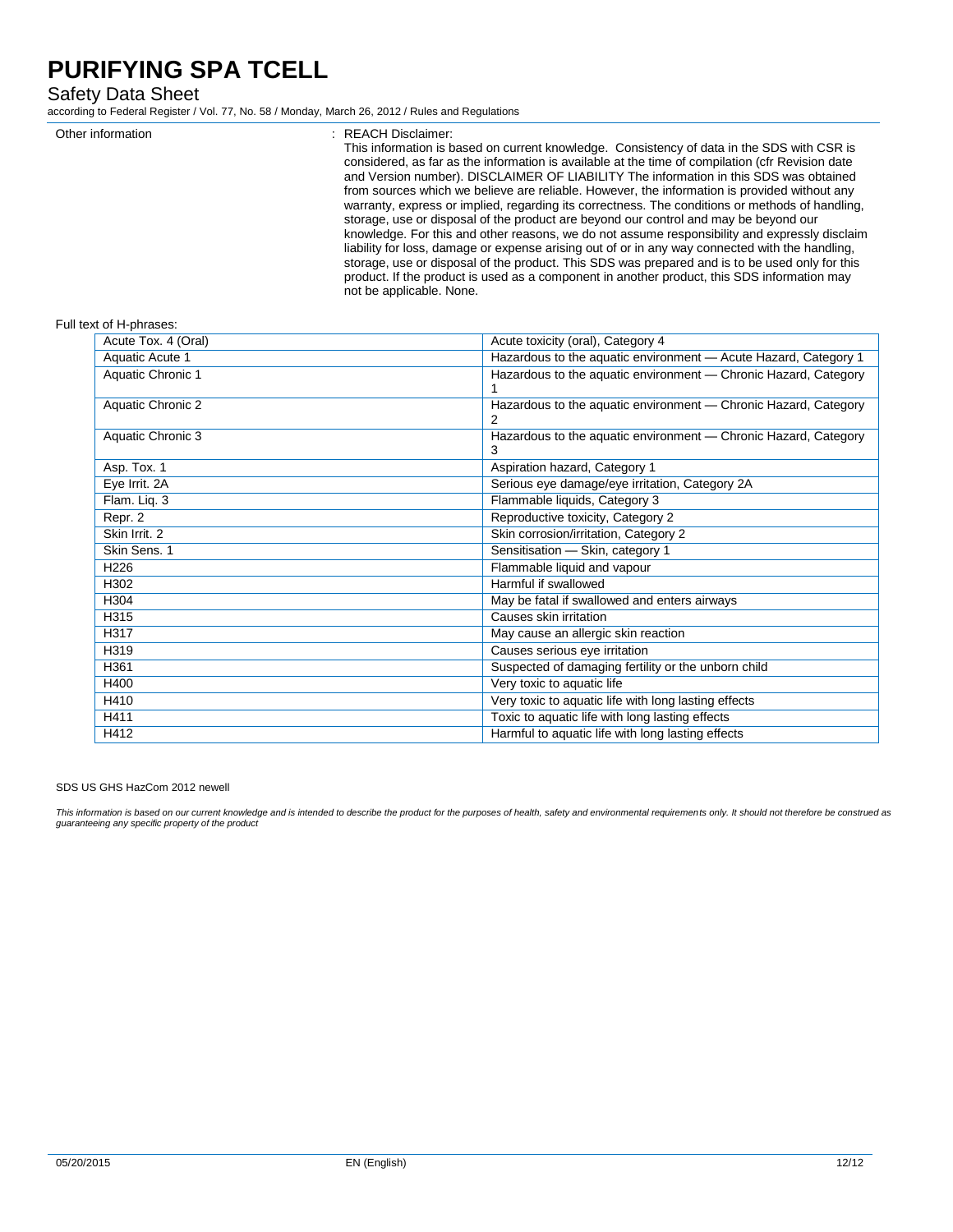Other information : REACH Disclaimer:
This information is based on current knowledge. Consistency of data in the SDS with CSR is considered, as far as the information is available at the time of compilation (cfr Revision date and Version number). DISCLAIMER OF LIABILITY The information in this SDS was obtained from sources which we believe are reliable. However, the information is provided without any warranty, express or implied, regarding its correctness. The conditions or methods of handling, storage, use or disposal of the product are beyond our control and may be beyond our knowledge. For this and other reasons, we do not assume responsibility and expressly disclaim liability for loss, damage or expense arising out of or in any way connected with the handling, storage, use or disposal of the product. This SDS was prepared and is to be used only for this product. If the product is used as a component in another product, this SDS information may not be applicable. None.

Full text of H-phrases:

| | |
|---|---|
| Acute Tox. 4 (Oral) | Acute toxicity (oral), Category 4 |
| Aquatic Acute 1 | Hazardous to the aquatic environment — Acute Hazard, Category 1 |
| Aquatic Chronic 1 | Hazardous to the aquatic environment — Chronic Hazard, Category 1 |
| Aquatic Chronic 2 | Hazardous to the aquatic environment — Chronic Hazard, Category 2 |
| Aquatic Chronic 3 | Hazardous to the aquatic environment — Chronic Hazard, Category 3 |
| Asp. Tox. 1 | Aspiration hazard, Category 1 |
| Eye Irrit. 2A | Serious eye damage/eye irritation, Category 2A |
| Flam. Liq. 3 | Flammable liquids, Category 3 |
| Repr. 2 | Reproductive toxicity, Category 2 |
| Skin Irrit. 2 | Skin corrosion/irritation, Category 2 |
| Skin Sens. 1 | Sensitisation — Skin, category 1 |
| H226 | Flammable liquid and vapour |
| H302 | Harmful if swallowed |
| H304 | May be fatal if swallowed and enters airways |
| H315 | Causes skin irritation |
| H317 | May cause an allergic skin reaction |
| H319 | Causes serious eye irritation |
| H361 | Suspected of damaging fertility or the unborn child |
| H400 | Very toxic to aquatic life |
| H410 | Very toxic to aquatic life with long lasting effects |
| H411 | Toxic to aquatic life with long lasting effects |
| H412 | Harmful to aquatic life with long lasting effects |

SDS US GHS HazCom 2012 newell

*This information is based on our current knowledge and is intended to describe the product for the purposes of health, safety and environmental requirements only. It should not therefore be construed as guaranteeing any specific property of the product*